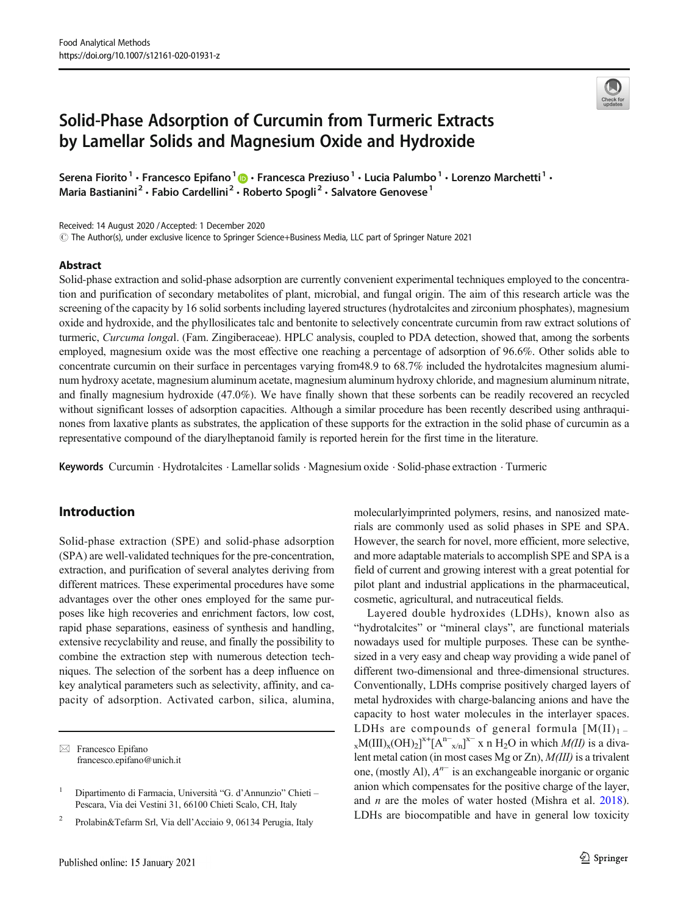# Solid-Phase Adsorption of Curcumin from Turmeric Extracts by Lamellar Solids and Magnesium Oxide and Hydroxide

Serena Fiorito[1] · Francesco Epifano[1] · Francesca Preziuso[1] · Lucia Palumbo[1] · Lorenzo Marchetti[1] · Maria Bastianini[2] · Fabio Cardellini[2] · Roberto Spogli[2] · Salvatore Genovese[1]

Received: 14 August 2020 / Accepted: 1 December 2020
© The Author(s), under exclusive licence to Springer Science+Business Media, LLC part of Springer Nature 2021

## Abstract

Solid-phase extraction and solid-phase adsorption are currently convenient experimental techniques employed to the concentration and purification of secondary metabolites of plant, microbial, and fungal origin. The aim of this research article was the screening of the capacity by 16 solid sorbents including layered structures (hydrotalcites and zirconium phosphates), magnesium oxide and hydroxide, and the phyllosilicates talc and bentonite to selectively concentrate curcumin from raw extract solutions of turmeric, *Curcuma longa*l. (Fam. Zingiberaceae). HPLC analysis, coupled to PDA detection, showed that, among the sorbents employed, magnesium oxide was the most effective one reaching a percentage of adsorption of 96.6%. Other solids able to concentrate curcumin on their surface in percentages varying from48.9 to 68.7% included the hydrotalcites magnesium aluminum hydroxy acetate, magnesium aluminum acetate, magnesium aluminum hydroxy chloride, and magnesium aluminum nitrate, and finally magnesium hydroxide (47.0%). We have finally shown that these sorbents can be readily recovered an recycled without significant losses of adsorption capacities. Although a similar procedure has been recently described using anthraquinones from laxative plants as substrates, the application of these supports for the extraction in the solid phase of curcumin as a representative compound of the diarylheptanoid family is reported herein for the first time in the literature.

**Keywords** Curcumin · Hydrotalcites · Lamellar solids · Magnesium oxide · Solid-phase extraction · Turmeric

## Introduction

Solid-phase extraction (SPE) and solid-phase adsorption (SPA) are well-validated techniques for the pre-concentration, extraction, and purification of several analytes deriving from different matrices. These experimental procedures have some advantages over the other ones employed for the same purposes like high recoveries and enrichment factors, low cost, rapid phase separations, easiness of synthesis and handling, extensive recyclability and reuse, and finally the possibility to combine the extraction step with numerous detection techniques. The selection of the sorbent has a deep influence on key analytical parameters such as selectivity, affinity, and capacity of adsorption. Activated carbon, silica, alumina, molecularlyimprinted polymers, resins, and nanosized materials are commonly used as solid phases in SPE and SPA. However, the search for novel, more efficient, more selective, and more adaptable materials to accomplish SPE and SPA is a field of current and growing interest with a great potential for pilot plant and industrial applications in the pharmaceutical, cosmetic, agricultural, and nutraceutical fields.

Layered double hydroxides (LDHs), known also as "hydrotalcites" or "mineral clays", are functional materials nowadays used for multiple purposes. These can be synthesized in a very easy and cheap way providing a wide panel of different two-dimensional and three-dimensional structures. Conventionally, LDHs comprise positively charged layers of metal hydroxides with charge-balancing anions and have the capacity to host water molecules in the interlayer spaces. LDHs are compounds of general formula $[M(II)_{1-x}M(III)_x(OH)_2]^{x+}[A^{n-}_{x/n}]^{x-} \times n\, H_2O$ in which *M(II)* is a divalent metal cation (in most cases Mg or Zn), *M(III)* is a trivalent one, (mostly Al), $A^{n-}$ is an exchangeable inorganic or organic anion which compensates for the positive charge of the layer, and *n* are the moles of water hosted (Mishra et al. 2018). LDHs are biocompatible and have in general low toxicity

---

✉ Francesco Epifano
francesco.epifano@unich.it

[1] Dipartimento di Farmacia, Università "G. d'Annunzio" Chieti – Pescara, Via dei Vestini 31, 66100 Chieti Scalo, CH, Italy

[2] Prolabin&Tefarm Srl, Via dell'Acciaio 9, 06134 Perugia, Italy

Published online: 15 January 2021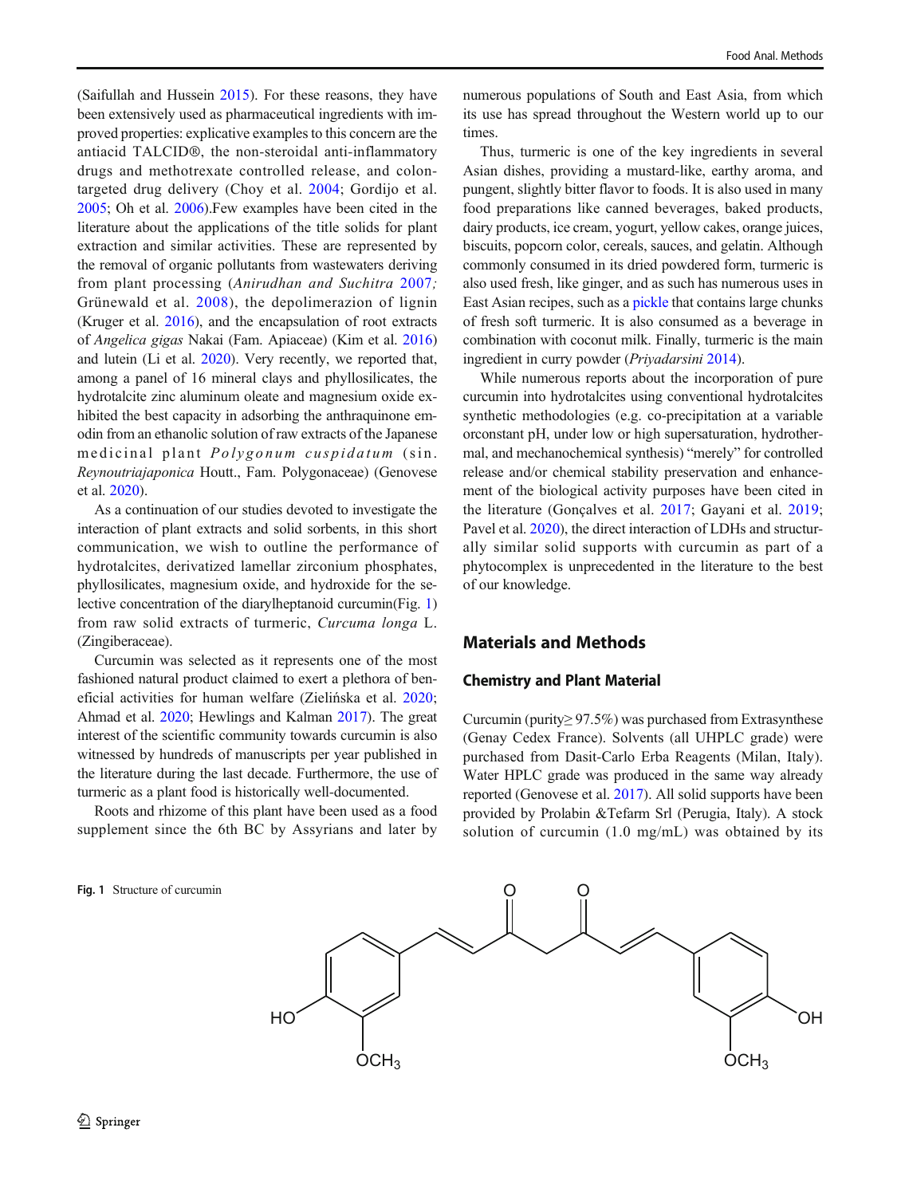(Saifullah and Hussein 2015). For these reasons, they have been extensively used as pharmaceutical ingredients with improved properties: explicative examples to this concern are the antiacid TALCID®, the non-steroidal anti-inflammatory drugs and methotrexate controlled release, and colon-targeted drug delivery (Choy et al. 2004; Gordijo et al. 2005; Oh et al. 2006).Few examples have been cited in the literature about the applications of the title solids for plant extraction and similar activities. These are represented by the removal of organic pollutants from wastewaters deriving from plant processing (*Anirudhan and Suchitra* 2007*;* Grünewald et al. 2008), the depolimerazion of lignin (Kruger et al. 2016), and the encapsulation of root extracts of *Angelica gigas* Nakai (Fam. Apiaceae) (Kim et al. 2016) and lutein (Li et al. 2020). Very recently, we reported that, among a panel of 16 mineral clays and phyllosilicates, the hydrotalcite zinc aluminum oleate and magnesium oxide exhibited the best capacity in adsorbing the anthraquinone emodin from an ethanolic solution of raw extracts of the Japanese medicinal plant *Polygonum cuspidatum* (sin. *Reynoutriajaponica* Houtt., Fam. Polygonaceae) (Genovese et al. 2020).

As a continuation of our studies devoted to investigate the interaction of plant extracts and solid sorbents, in this short communication, we wish to outline the performance of hydrotalcites, derivatized lamellar zirconium phosphates, phyllosilicates, magnesium oxide, and hydroxide for the selective concentration of the diarylheptanoid curcumin(Fig. 1) from raw solid extracts of turmeric, *Curcuma longa* L. (Zingiberaceae).

Curcumin was selected as it represents one of the most fashioned natural product claimed to exert a plethora of beneficial activities for human welfare (Zielińska et al. 2020; Ahmad et al. 2020; Hewlings and Kalman 2017). The great interest of the scientific community towards curcumin is also witnessed by hundreds of manuscripts per year published in the literature during the last decade. Furthermore, the use of turmeric as a plant food is historically well-documented.

Roots and rhizome of this plant have been used as a food supplement since the 6th BC by Assyrians and later by numerous populations of South and East Asia, from which its use has spread throughout the Western world up to our times.

Thus, turmeric is one of the key ingredients in several Asian dishes, providing a mustard-like, earthy aroma, and pungent, slightly bitter flavor to foods. It is also used in many food preparations like canned beverages, baked products, dairy products, ice cream, yogurt, yellow cakes, orange juices, biscuits, popcorn color, cereals, sauces, and gelatin. Although commonly consumed in its dried powdered form, turmeric is also used fresh, like ginger, and as such has numerous uses in East Asian recipes, such as a pickle that contains large chunks of fresh soft turmeric. It is also consumed as a beverage in combination with coconut milk. Finally, turmeric is the main ingredient in curry powder (*Priyadarsini* 2014).

While numerous reports about the incorporation of pure curcumin into hydrotalcites using conventional hydrotalcites synthetic methodologies (e.g. co-precipitation at a variable orconstant pH, under low or high supersaturation, hydrothermal, and mechanochemical synthesis) "merely" for controlled release and/or chemical stability preservation and enhancement of the biological activity purposes have been cited in the literature (Gonçalves et al. 2017; Gayani et al. 2019; Pavel et al. 2020), the direct interaction of LDHs and structurally similar solid supports with curcumin as part of a phytocomplex is unprecedented in the literature to the best of our knowledge.

## Materials and Methods

### Chemistry and Plant Material

Curcumin (purity≥ 97.5%) was purchased from Extrasynthese (Genay Cedex France). Solvents (all UHPLC grade) were purchased from Dasit-Carlo Erba Reagents (Milan, Italy). Water HPLC grade was produced in the same way already reported (Genovese et al. 2017). All solid supports have been provided by Prolabin &Tefarm Srl (Perugia, Italy). A stock solution of curcumin (1.0 mg/mL) was obtained by its

**Fig. 1** Structure of curcumin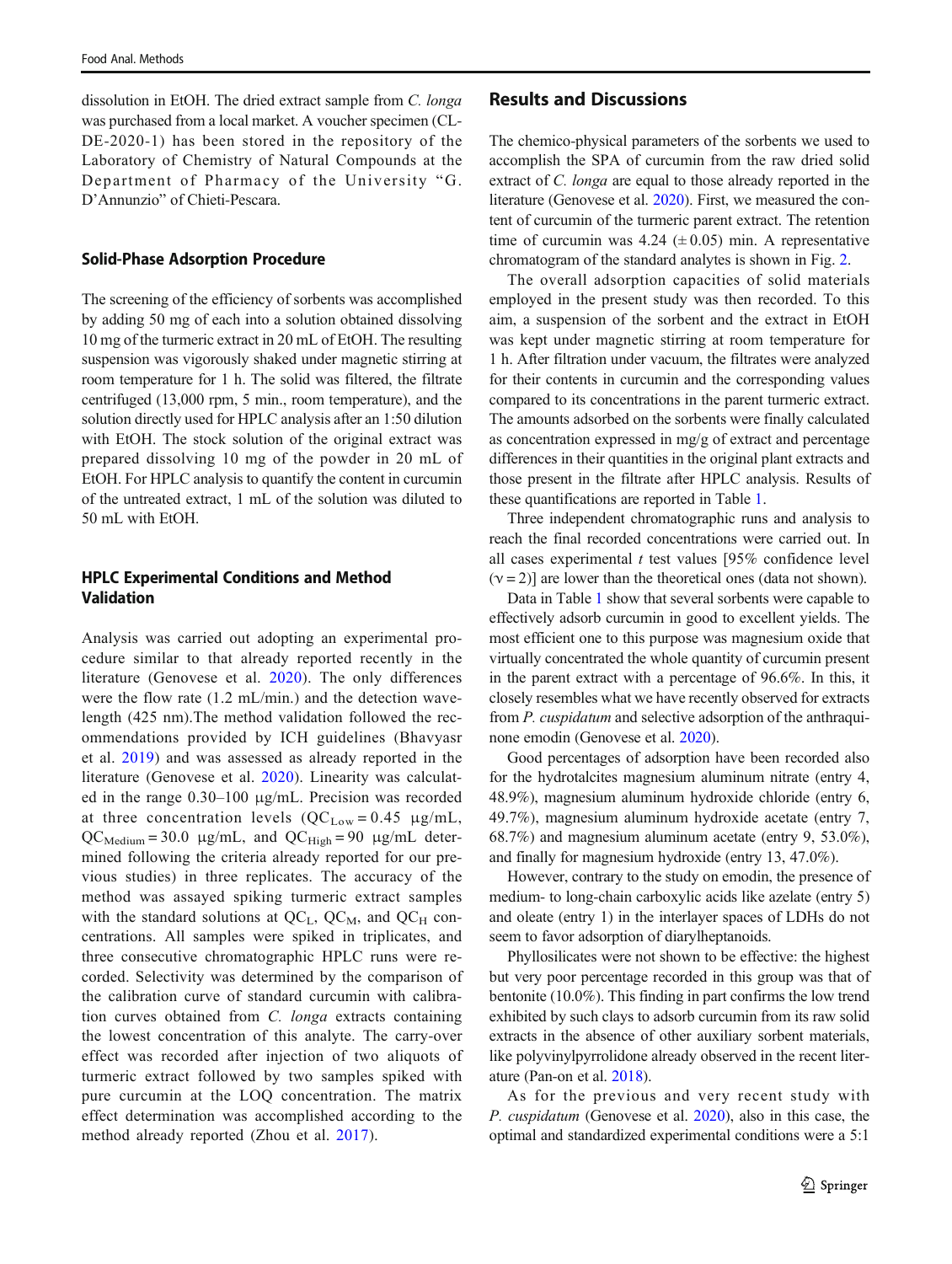dissolution in EtOH. The dried extract sample from *C. longa* was purchased from a local market. A voucher specimen (CL-DE-2020-1) has been stored in the repository of the Laboratory of Chemistry of Natural Compounds at the Department of Pharmacy of the University "G. D'Annunzio" of Chieti-Pescara.

### Solid-Phase Adsorption Procedure

The screening of the efficiency of sorbents was accomplished by adding 50 mg of each into a solution obtained dissolving 10 mg of the turmeric extract in 20 mL of EtOH. The resulting suspension was vigorously shaked under magnetic stirring at room temperature for 1 h. The solid was filtered, the filtrate centrifuged (13,000 rpm, 5 min., room temperature), and the solution directly used for HPLC analysis after an 1:50 dilution with EtOH. The stock solution of the original extract was prepared dissolving 10 mg of the powder in 20 mL of EtOH. For HPLC analysis to quantify the content in curcumin of the untreated extract, 1 mL of the solution was diluted to 50 mL with EtOH.

### HPLC Experimental Conditions and Method Validation

Analysis was carried out adopting an experimental procedure similar to that already reported recently in the literature (Genovese et al. 2020). The only differences were the flow rate (1.2 mL/min.) and the detection wavelength (425 nm).The method validation followed the recommendations provided by ICH guidelines (Bhavyasr et al. 2019) and was assessed as already reported in the literature (Genovese et al. 2020). Linearity was calculated in the range 0.30–100 μg/mL. Precision was recorded at three concentration levels ($QC_{Low}$ = 0.45 μg/mL, $QC_{Medium}$ = 30.0 μg/mL, and $QC_{High}$ = 90 μg/mL determined following the criteria already reported for our previous studies) in three replicates. The accuracy of the method was assayed spiking turmeric extract samples with the standard solutions at $QC_L$, $QC_M$, and $QC_H$ concentrations. All samples were spiked in triplicates, and three consecutive chromatographic HPLC runs were recorded. Selectivity was determined by the comparison of the calibration curve of standard curcumin with calibration curves obtained from *C. longa* extracts containing the lowest concentration of this analyte. The carry-over effect was recorded after injection of two aliquots of turmeric extract followed by two samples spiked with pure curcumin at the LOQ concentration. The matrix effect determination was accomplished according to the method already reported (Zhou et al. 2017).

## Results and Discussions

The chemico-physical parameters of the sorbents we used to accomplish the SPA of curcumin from the raw dried solid extract of *C. longa* are equal to those already reported in the literature (Genovese et al. 2020). First, we measured the content of curcumin of the turmeric parent extract. The retention time of curcumin was 4.24 (± 0.05) min. A representative chromatogram of the standard analytes is shown in Fig. 2.

The overall adsorption capacities of solid materials employed in the present study was then recorded. To this aim, a suspension of the sorbent and the extract in EtOH was kept under magnetic stirring at room temperature for 1 h. After filtration under vacuum, the filtrates were analyzed for their contents in curcumin and the corresponding values compared to its concentrations in the parent turmeric extract. The amounts adsorbed on the sorbents were finally calculated as concentration expressed in mg/g of extract and percentage differences in their quantities in the original plant extracts and those present in the filtrate after HPLC analysis. Results of these quantifications are reported in Table 1.

Three independent chromatographic runs and analysis to reach the final recorded concentrations were carried out. In all cases experimental *t* test values [95% confidence level ($\nu = 2$)] are lower than the theoretical ones (data not shown).

Data in Table 1 show that several sorbents were capable to effectively adsorb curcumin in good to excellent yields. The most efficient one to this purpose was magnesium oxide that virtually concentrated the whole quantity of curcumin present in the parent extract with a percentage of 96.6%. In this, it closely resembles what we have recently observed for extracts from *P. cuspidatum* and selective adsorption of the anthraquinone emodin (Genovese et al. 2020).

Good percentages of adsorption have been recorded also for the hydrotalcites magnesium aluminum nitrate (entry 4, 48.9%), magnesium aluminum hydroxide chloride (entry 6, 49.7%), magnesium aluminum hydroxide acetate (entry 7, 68.7%) and magnesium aluminum acetate (entry 9, 53.0%), and finally for magnesium hydroxide (entry 13, 47.0%).

However, contrary to the study on emodin, the presence of medium- to long-chain carboxylic acids like azelate (entry 5) and oleate (entry 1) in the interlayer spaces of LDHs do not seem to favor adsorption of diarylheptanoids.

Phyllosilicates were not shown to be effective: the highest but very poor percentage recorded in this group was that of bentonite (10.0%). This finding in part confirms the low trend exhibited by such clays to adsorb curcumin from its raw solid extracts in the absence of other auxiliary sorbent materials, like polyvinylpyrrolidone already observed in the recent literature (Pan-on et al. 2018).

As for the previous and very recent study with *P. cuspidatum* (Genovese et al. 2020), also in this case, the optimal and standardized experimental conditions were a 5:1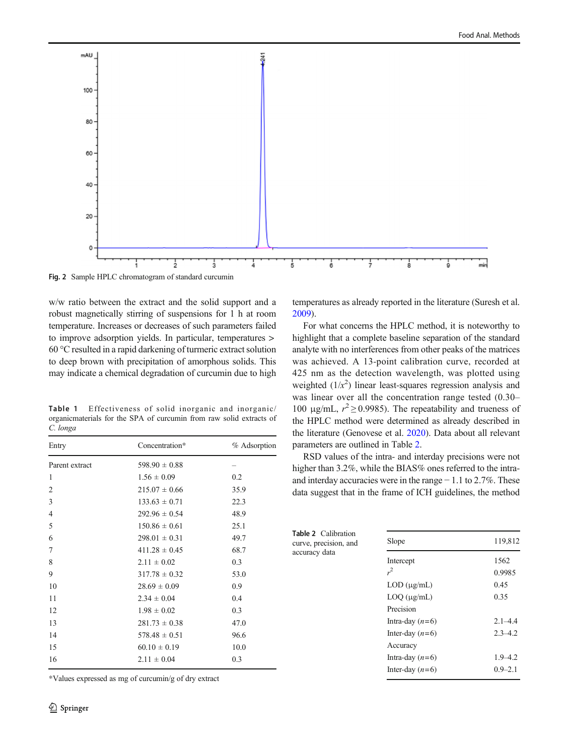Fig. 2 Sample HPLC chromatogram of standard curcumin

w/w ratio between the extract and the solid support and a robust magnetically stirring of suspensions for 1 h at room temperature. Increases or decreases of such parameters failed to improve adsorption yields. In particular, temperatures > 60 °C resulted in a rapid darkening of turmeric extract solution to deep brown with precipitation of amorphous solids. This may indicate a chemical degradation of curcumin due to high temperatures as already reported in the literature (Suresh et al. 2009).

For what concerns the HPLC method, it is noteworthy to highlight that a complete baseline separation of the standard analyte with no interferences from other peaks of the matrices was achieved. A 13-point calibration curve, recorded at 425 nm as the detection wavelength, was plotted using weighted ($1/x^2$) linear least-squares regression analysis and was linear over all the concentration range tested (0.30–100 μg/mL, $r^2 \geq 0.9985$). The repeatability and trueness of the HPLC method were determined as already described in the literature (Genovese et al. 2020). Data about all relevant parameters are outlined in Table 2.

RSD values of the intra- and interday precisions were not higher than 3.2%, while the BIAS% ones referred to the intra- and interday accuracies were in the range − 1.1 to 2.7%. These data suggest that in the frame of ICH guidelines, the method

**Table 1** Effectiveness of solid inorganic and inorganic/organicmaterials for the SPA of curcumin from raw solid extracts of *C. longa*

| Entry | Concentration* | % Adsorption |
|---|---|---|
| Parent extract | 598.90 ± 0.88 | – |
| 1 | 1.56 ± 0.09 | 0.2 |
| 2 | 215.07 ± 0.66 | 35.9 |
| 3 | 133.63 ± 0.71 | 22.3 |
| 4 | 292.96 ± 0.54 | 48.9 |
| 5 | 150.86 ± 0.61 | 25.1 |
| 6 | 298.01 ± 0.31 | 49.7 |
| 7 | 411.28 ± 0.45 | 68.7 |
| 8 | 2.11 ± 0.02 | 0.3 |
| 9 | 317.78 ± 0.32 | 53.0 |
| 10 | 28.69 ± 0.09 | 0.9 |
| 11 | 2.34 ± 0.04 | 0.4 |
| 12 | 1.98 ± 0.02 | 0.3 |
| 13 | 281.73 ± 0.38 | 47.0 |
| 14 | 578.48 ± 0.51 | 96.6 |
| 15 | 60.10 ± 0.19 | 10.0 |
| 16 | 2.11 ± 0.04 | 0.3 |

*Values expressed as mg of curcumin/g of dry extract

**Table 2** Calibration curve, precision, and accuracy data

| Slope | 119,812 |
|---|---|
| Intercept | 1562 |
| $r^2$ | 0.9985 |
| LOD (μg/mL) | 0.45 |
| LOQ (μg/mL) | 0.35 |
| Precision | |
| Intra-day ($n$=6) | 2.1–4.4 |
| Inter-day ($n$=6) | 2.3–4.2 |
| Accuracy | |
| Intra-day ($n$=6) | 1.9–4.2 |
| Inter-day ($n$=6) | 0.9–2.1 |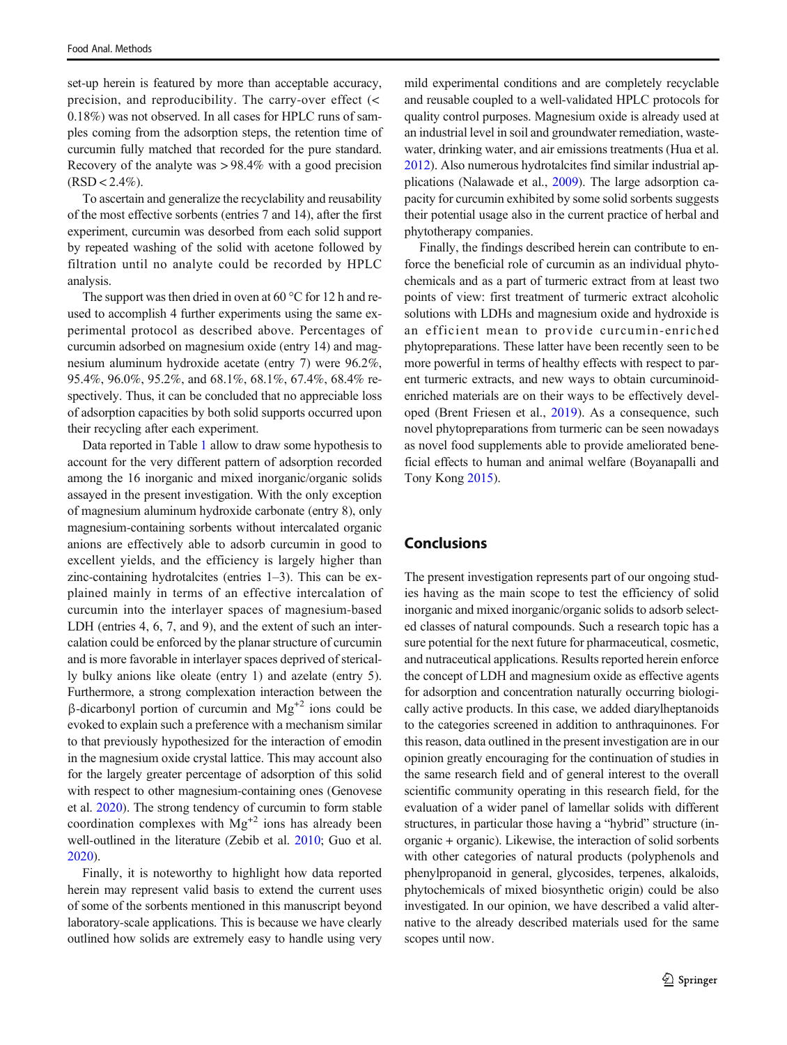set-up herein is featured by more than acceptable accuracy, precision, and reproducibility. The carry-over effect (< 0.18%) was not observed. In all cases for HPLC runs of samples coming from the adsorption steps, the retention time of curcumin fully matched that recorded for the pure standard. Recovery of the analyte was > 98.4% with a good precision (RSD < 2.4%).

To ascertain and generalize the recyclability and reusability of the most effective sorbents (entries 7 and 14), after the first experiment, curcumin was desorbed from each solid support by repeated washing of the solid with acetone followed by filtration until no analyte could be recorded by HPLC analysis.

The support was then dried in oven at 60 °C for 12 h and reused to accomplish 4 further experiments using the same experimental protocol as described above. Percentages of curcumin adsorbed on magnesium oxide (entry 14) and magnesium aluminum hydroxide acetate (entry 7) were 96.2%, 95.4%, 96.0%, 95.2%, and 68.1%, 68.1%, 67.4%, 68.4% respectively. Thus, it can be concluded that no appreciable loss of adsorption capacities by both solid supports occurred upon their recycling after each experiment.

Data reported in Table 1 allow to draw some hypothesis to account for the very different pattern of adsorption recorded among the 16 inorganic and mixed inorganic/organic solids assayed in the present investigation. With the only exception of magnesium aluminum hydroxide carbonate (entry 8), only magnesium-containing sorbents without intercalated organic anions are effectively able to adsorb curcumin in good to excellent yields, and the efficiency is largely higher than zinc-containing hydrotalcites (entries 1–3). This can be explained mainly in terms of an effective intercalation of curcumin into the interlayer spaces of magnesium-based LDH (entries 4, 6, 7, and 9), and the extent of such an intercalation could be enforced by the planar structure of curcumin and is more favorable in interlayer spaces deprived of sterically bulky anions like oleate (entry 1) and azelate (entry 5). Furthermore, a strong complexation interaction between the β-dicarbonyl portion of curcumin and $Mg^{+2}$ ions could be evoked to explain such a preference with a mechanism similar to that previously hypothesized for the interaction of emodin in the magnesium oxide crystal lattice. This may account also for the largely greater percentage of adsorption of this solid with respect to other magnesium-containing ones (Genovese et al. 2020). The strong tendency of curcumin to form stable coordination complexes with $Mg^{+2}$ ions has already been well-outlined in the literature (Zebib et al. 2010; Guo et al. 2020).

Finally, it is noteworthy to highlight how data reported herein may represent valid basis to extend the current uses of some of the sorbents mentioned in this manuscript beyond laboratory-scale applications. This is because we have clearly outlined how solids are extremely easy to handle using very mild experimental conditions and are completely recyclable and reusable coupled to a well-validated HPLC protocols for quality control purposes. Magnesium oxide is already used at an industrial level in soil and groundwater remediation, wastewater, drinking water, and air emissions treatments (Hua et al. 2012). Also numerous hydrotalcites find similar industrial applications (Nalawade et al., 2009). The large adsorption capacity for curcumin exhibited by some solid sorbents suggests their potential usage also in the current practice of herbal and phytotherapy companies.

Finally, the findings described herein can contribute to enforce the beneficial role of curcumin as an individual phytochemicals and as a part of turmeric extract from at least two points of view: first treatment of turmeric extract alcoholic solutions with LDHs and magnesium oxide and hydroxide is an efficient mean to provide curcumin-enriched phytopreparations. These latter have been recently seen to be more powerful in terms of healthy effects with respect to parent turmeric extracts, and new ways to obtain curcuminoid-enriched materials are on their ways to be effectively developed (Brent Friesen et al., 2019). As a consequence, such novel phytopreparations from turmeric can be seen nowadays as novel food supplements able to provide ameliorated beneficial effects to human and animal welfare (Boyanapalli and Tony Kong 2015).

## Conclusions

The present investigation represents part of our ongoing studies having as the main scope to test the efficiency of solid inorganic and mixed inorganic/organic solids to adsorb selected classes of natural compounds. Such a research topic has a sure potential for the next future for pharmaceutical, cosmetic, and nutraceutical applications. Results reported herein enforce the concept of LDH and magnesium oxide as effective agents for adsorption and concentration naturally occurring biologically active products. In this case, we added diarylheptanoids to the categories screened in addition to anthraquinones. For this reason, data outlined in the present investigation are in our opinion greatly encouraging for the continuation of studies in the same research field and of general interest to the overall scientific community operating in this research field, for the evaluation of a wider panel of lamellar solids with different structures, in particular those having a "hybrid" structure (inorganic + organic). Likewise, the interaction of solid sorbents with other categories of natural products (polyphenols and phenylpropanoid in general, glycosides, terpenes, alkaloids, phytochemicals of mixed biosynthetic origin) could be also investigated. In our opinion, we have described a valid alternative to the already described materials used for the same scopes until now.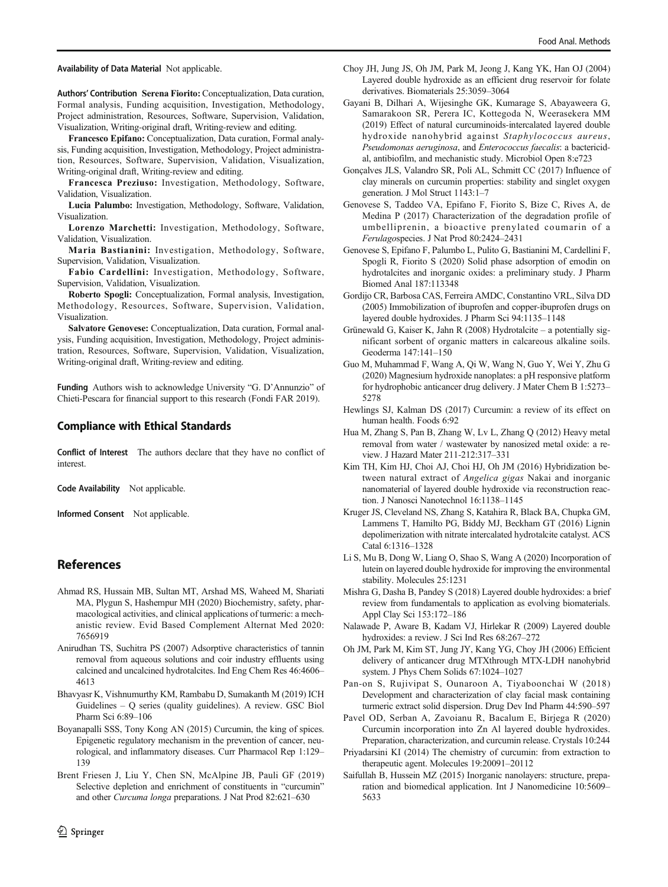**Availability of Data Material** Not applicable.

**Authors' Contribution** **Serena Fiorito:** Conceptualization, Data curation, Formal analysis, Funding acquisition, Investigation, Methodology, Project administration, Resources, Software, Supervision, Validation, Visualization, Writing-original draft, Writing-review and editing.

**Francesco Epifano:** Conceptualization, Data curation, Formal analysis, Funding acquisition, Investigation, Methodology, Project administration, Resources, Software, Supervision, Validation, Visualization, Writing-original draft, Writing-review and editing.

**Francesca Preziuso:** Investigation, Methodology, Software, Validation, Visualization.

**Lucia Palumbo:** Investigation, Methodology, Software, Validation, Visualization.

**Lorenzo Marchetti:** Investigation, Methodology, Software, Validation, Visualization.

**Maria Bastianini:** Investigation, Methodology, Software, Supervision, Validation, Visualization.

**Fabio Cardellini:** Investigation, Methodology, Software, Supervision, Validation, Visualization.

**Roberto Spogli:** Conceptualization, Formal analysis, Investigation, Methodology, Resources, Software, Supervision, Validation, Visualization.

**Salvatore Genovese:** Conceptualization, Data curation, Formal analysis, Funding acquisition, Investigation, Methodology, Project administration, Resources, Software, Supervision, Validation, Visualization, Writing-original draft, Writing-review and editing.

**Funding** Authors wish to acknowledge University "G. D'Annunzio" of Chieti-Pescara for financial support to this research (Fondi FAR 2019).

## Compliance with Ethical Standards

**Conflict of Interest** The authors declare that they have no conflict of interest.

**Code Availability** Not applicable.

**Informed Consent** Not applicable.

## References

Ahmad RS, Hussain MB, Sultan MT, Arshad MS, Waheed M, Shariati MA, Plygun S, Hashempur MH (2020) Biochemistry, safety, pharmacological activities, and clinical applications of turmeric: a mechanistic review. Evid Based Complement Alternat Med 2020: 7656919

Anirudhan TS, Suchitra PS (2007) Adsorptive characteristics of tannin removal from aqueous solutions and coir industry effluents using calcined and uncalcined hydrotalcites. Ind Eng Chem Res 46:4606–4613

Bhavyasr K, Vishnumurthy KM, Rambabu D, Sumakanth M (2019) ICH Guidelines – Q series (quality guidelines). A review. GSC Biol Pharm Sci 6:89–106

Boyanapalli SSS, Tony Kong AN (2015) Curcumin, the king of spices. Epigenetic regulatory mechanism in the prevention of cancer, neurological, and inflammatory diseases. Curr Pharmacol Rep 1:129–139

Brent Friesen J, Liu Y, Chen SN, McAlpine JB, Pauli GF (2019) Selective depletion and enrichment of constituents in "curcumin" and other *Curcuma longa* preparations. J Nat Prod 82:621–630

Choy JH, Jung JS, Oh JM, Park M, Jeong J, Kang YK, Han OJ (2004) Layered double hydroxide as an efficient drug reservoir for folate derivatives. Biomaterials 25:3059–3064

Gayani B, Dilhari A, Wijesinghe GK, Kumarage S, Abayaweera G, Samarakoon SR, Perera IC, Kottegoda N, Weerasekera MM (2019) Effect of natural curcuminoids-intercalated layered double hydroxide nanohybrid against *Staphylococcus aureus*, *Pseudomonas aeruginosa*, and *Enterococcus faecalis*: a bactericidal, antibiofilm, and mechanistic study. Microbiol Open 8:e723

Gonçalves JLS, Valandro SR, Poli AL, Schmitt CC (2017) Influence of clay minerals on curcumin properties: stability and singlet oxygen generation. J Mol Struct 1143:1–7

Genovese S, Taddeo VA, Epifano F, Fiorito S, Bize C, Rives A, de Medina P (2017) Characterization of the degradation profile of umbelliprenin, a bioactive prenylated coumarin of a *Ferulago*species. J Nat Prod 80:2424–2431

Genovese S, Epifano F, Palumbo L, Pulito G, Bastianini M, Cardellini F, Spogli R, Fiorito S (2020) Solid phase adsorption of emodin on hydrotalcites and inorganic oxides: a preliminary study. J Pharm Biomed Anal 187:113348

Gordijo CR, Barbosa CAS, Ferreira AMDC, Constantino VRL, Silva DD (2005) Immobilization of ibuprofen and copper-ibuprofen drugs on layered double hydroxides. J Pharm Sci 94:1135–1148

Grünewald G, Kaiser K, Jahn R (2008) Hydrotalcite – a potentially significant sorbent of organic matters in calcareous alkaline soils. Geoderma 147:141–150

Guo M, Muhammad F, Wang A, Qi W, Wang N, Guo Y, Wei Y, Zhu G (2020) Magnesium hydroxide nanoplates: a pH responsive platform for hydrophobic anticancer drug delivery. J Mater Chem B 1:5273–5278

Hewlings SJ, Kalman DS (2017) Curcumin: a review of its effect on human health. Foods 6:92

Hua M, Zhang S, Pan B, Zhang W, Lv L, Zhang Q (2012) Heavy metal removal from water / wastewater by nanosized metal oxide: a review. J Hazard Mater 211-212:317–331

Kim TH, Kim HJ, Choi AJ, Choi HJ, Oh JM (2016) Hybridization between natural extract of *Angelica gigas* Nakai and inorganic nanomaterial of layered double hydroxide via reconstruction reaction. J Nanosci Nanotechnol 16:1138–1145

Kruger JS, Cleveland NS, Zhang S, Katahira R, Black BA, Chupka GM, Lammens T, Hamilto PG, Biddy MJ, Beckham GT (2016) Lignin depolimerization with nitrate intercalated hydrotalcite catalyst. ACS Catal 6:1316–1328

Li S, Mu B, Dong W, Liang O, Shao S, Wang A (2020) Incorporation of lutein on layered double hydroxide for improving the environmental stability. Molecules 25:1231

Mishra G, Dasha B, Pandey S (2018) Layered double hydroxides: a brief review from fundamentals to application as evolving biomaterials. Appl Clay Sci 153:172–186

Nalawade P, Aware B, Kadam VJ, Hirlekar R (2009) Layered double hydroxides: a review. J Sci Ind Res 68:267–272

Oh JM, Park M, Kim ST, Jung JY, Kang YG, Choy JH (2006) Efficient delivery of anticancer drug MTXthrough MTX-LDH nanohybrid system. J Phys Chem Solids 67:1024–1027

Pan-on S, Rujivipat S, Ounaroon A, Tiyaboonchai W (2018) Development and characterization of clay facial mask containing turmeric extract solid dispersion. Drug Dev Ind Pharm 44:590–597

Pavel OD, Serban A, Zavoianu R, Bacalum E, Birjega R (2020) Curcumin incorporation into Zn Al layered double hydroxides. Preparation, characterization, and curcumin release. Crystals 10:244

Priyadarsini KI (2014) The chemistry of curcumin: from extraction to therapeutic agent. Molecules 19:20091–20112

Saifullah B, Hussein MZ (2015) Inorganic nanolayers: structure, preparation and biomedical application. Int J Nanomedicine 10:5609–5633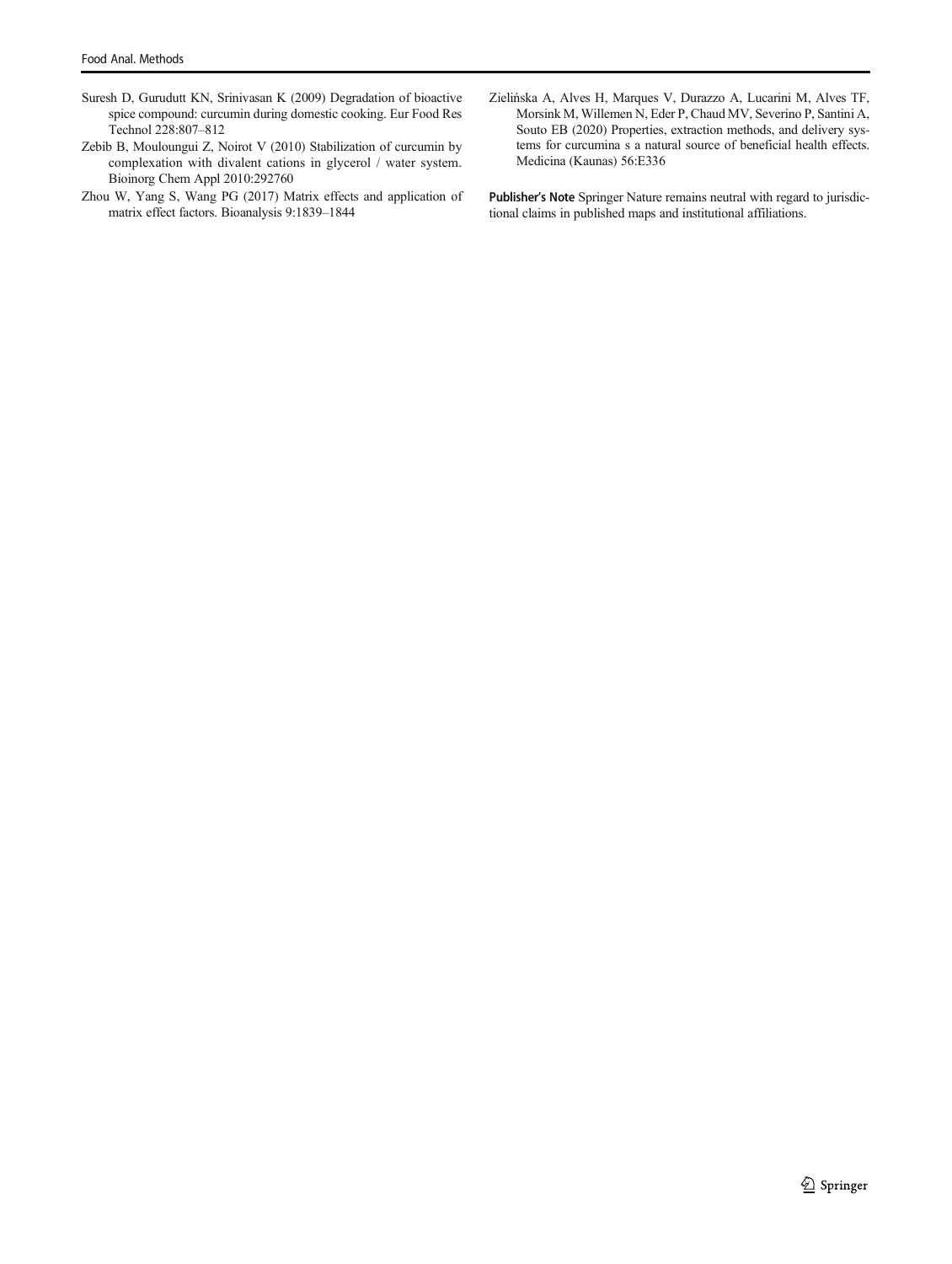Suresh D, Gurudutt KN, Srinivasan K (2009) Degradation of bioactive spice compound: curcumin during domestic cooking. Eur Food Res Technol 228:807–812

Zebib B, Mouloungui Z, Noirot V (2010) Stabilization of curcumin by complexation with divalent cations in glycerol / water system. Bioinorg Chem Appl 2010:292760

Zhou W, Yang S, Wang PG (2017) Matrix effects and application of matrix effect factors. Bioanalysis 9:1839–1844

Zielińska A, Alves H, Marques V, Durazzo A, Lucarini M, Alves TF, Morsink M, Willemen N, Eder P, Chaud MV, Severino P, Santini A, Souto EB (2020) Properties, extraction methods, and delivery systems for curcumina s a natural source of beneficial health effects. Medicina (Kaunas) 56:E336

**Publisher's Note** Springer Nature remains neutral with regard to jurisdictional claims in published maps and institutional affiliations.